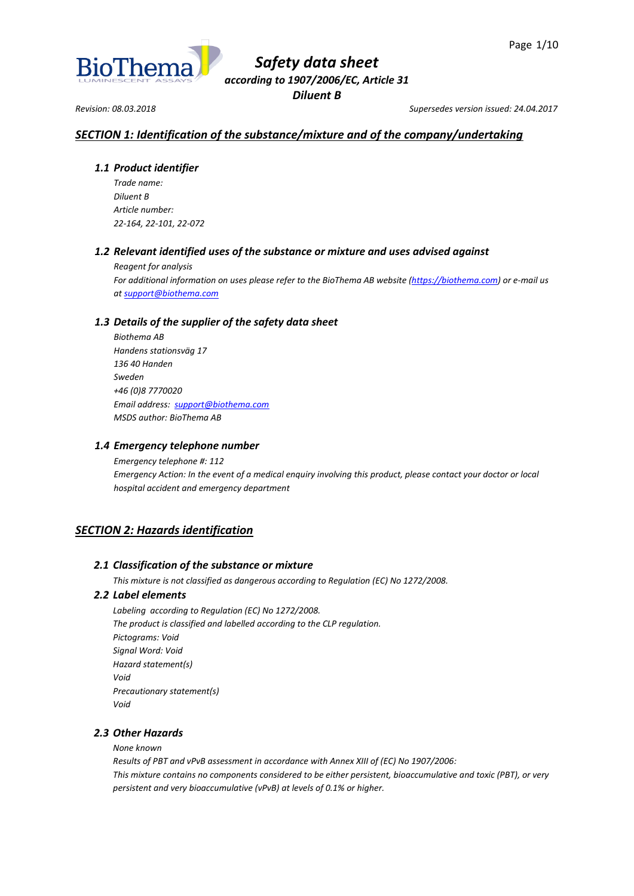# *Safety data sheet*

***according to 1907/2006/EC, Article 31***

***Diluent B***

*Revision: 08.03.2018* *Supersedes version issued: 24.04.2017*

## *SECTION 1: Identification of the substance/mixture and of the company/undertaking*

### *1.1 Product identifier*

*Trade name:*
*Diluent B*
*Article number:*
*22-164, 22-101, 22-072*

### *1.2 Relevant identified uses of the substance or mixture and uses advised against*

*Reagent for analysis*
*For additional information on uses please refer to the BioThema AB website (https://biothema.com) or e-mail us at support@biothema.com*

### *1.3 Details of the supplier of the safety data sheet*

*Biothema AB*
*Handens stationsväg 17*
*136 40 Handen*
*Sweden*
*+46 (0)8 7770020*
*Email address: support@biothema.com*
*MSDS author: BioThema AB*

### *1.4 Emergency telephone number*

*Emergency telephone #: 112*
*Emergency Action: In the event of a medical enquiry involving this product, please contact your doctor or local hospital accident and emergency department*

## *SECTION 2: Hazards identification*

### *2.1 Classification of the substance or mixture*

*This mixture is not classified as dangerous according to Regulation (EC) No 1272/2008.*

### *2.2 Label elements*

*Labeling according to Regulation (EC) No 1272/2008.*
*The product is classified and labelled according to the CLP regulation.*
*Pictograms: Void*
*Signal Word: Void*
*Hazard statement(s)*
*Void*
*Precautionary statement(s)*
*Void*

### *2.3 Other Hazards*

*None known*
*Results of PBT and vPvB assessment in accordance with Annex XIII of (EC) No 1907/2006:*
*This mixture contains no components considered to be either persistent, bioaccumulative and toxic (PBT), or very persistent and very bioaccumulative (vPvB) at levels of 0.1% or higher.*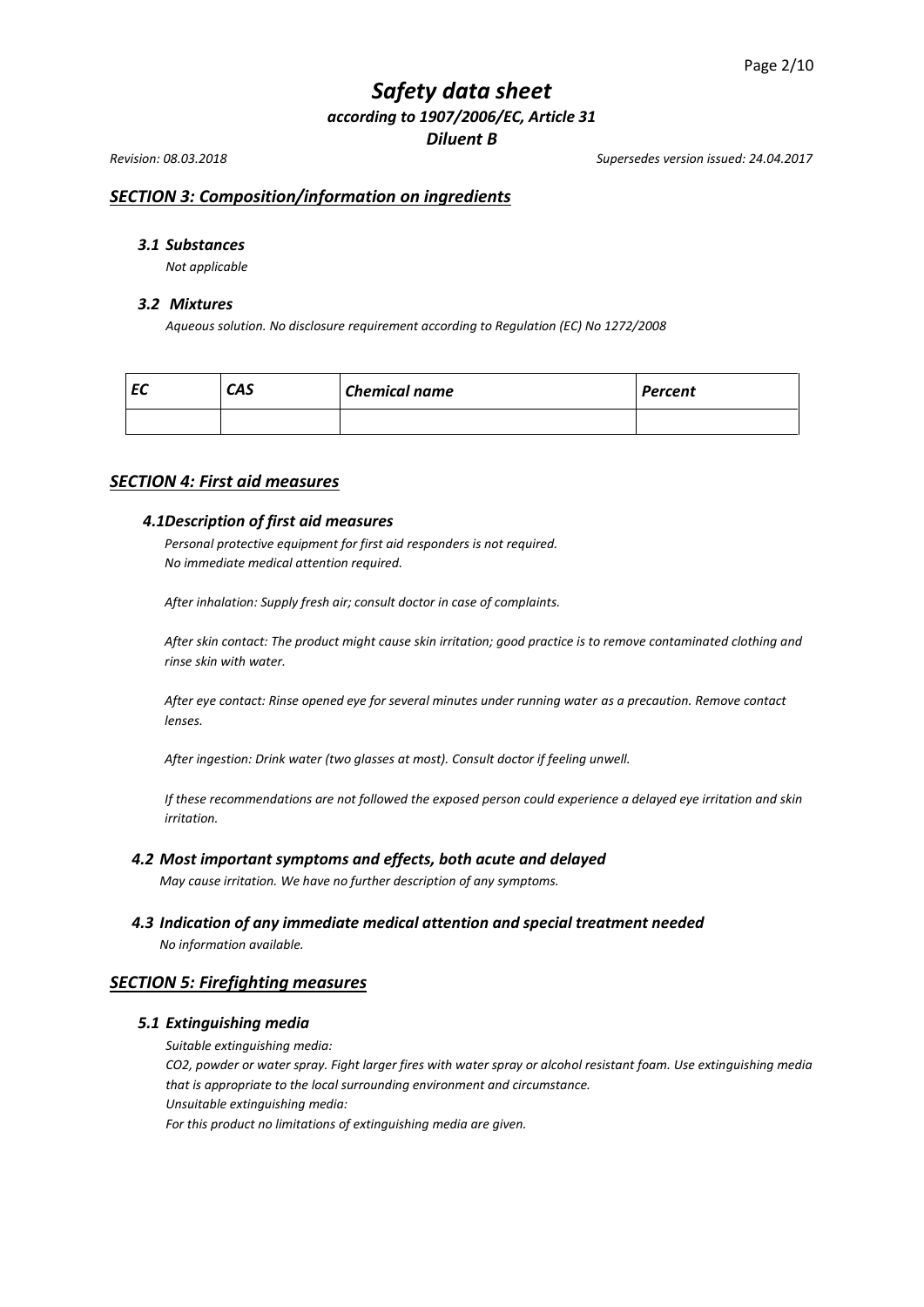## *SECTION 3: Composition/information on ingredients*

### *3.1 Substances*

*Not applicable*

### *3.2 Mixtures*

*Aqueous solution. No disclosure requirement according to Regulation (EC) No 1272/2008*

| *EC* | *CAS* | *Chemical name* | *Percent* |
|---|---|---|---|
| | | | |

## *SECTION 4: First aid measures*

### *4.1Description of first aid measures*

*Personal protective equipment for first aid responders is not required.*
*No immediate medical attention required.*

*After inhalation: Supply fresh air; consult doctor in case of complaints.*

*After skin contact: The product might cause skin irritation; good practice is to remove contaminated clothing and rinse skin with water.*

*After eye contact: Rinse opened eye for several minutes under running water as a precaution. Remove contact lenses.*

*After ingestion: Drink water (two glasses at most). Consult doctor if feeling unwell.*

*If these recommendations are not followed the exposed person could experience a delayed eye irritation and skin irritation.*

### *4.2 Most important symptoms and effects, both acute and delayed*

*May cause irritation. We have no further description of any symptoms.*

### *4.3 Indication of any immediate medical attention and special treatment needed*

*No information available.*

## *SECTION 5: Firefighting measures*

### *5.1 Extinguishing media*

*Suitable extinguishing media:*
*$CO_2$, powder or water spray. Fight larger fires with water spray or alcohol resistant foam. Use extinguishing media that is appropriate to the local surrounding environment and circumstance.*
*Unsuitable extinguishing media:*
*For this product no limitations of extinguishing media are given.*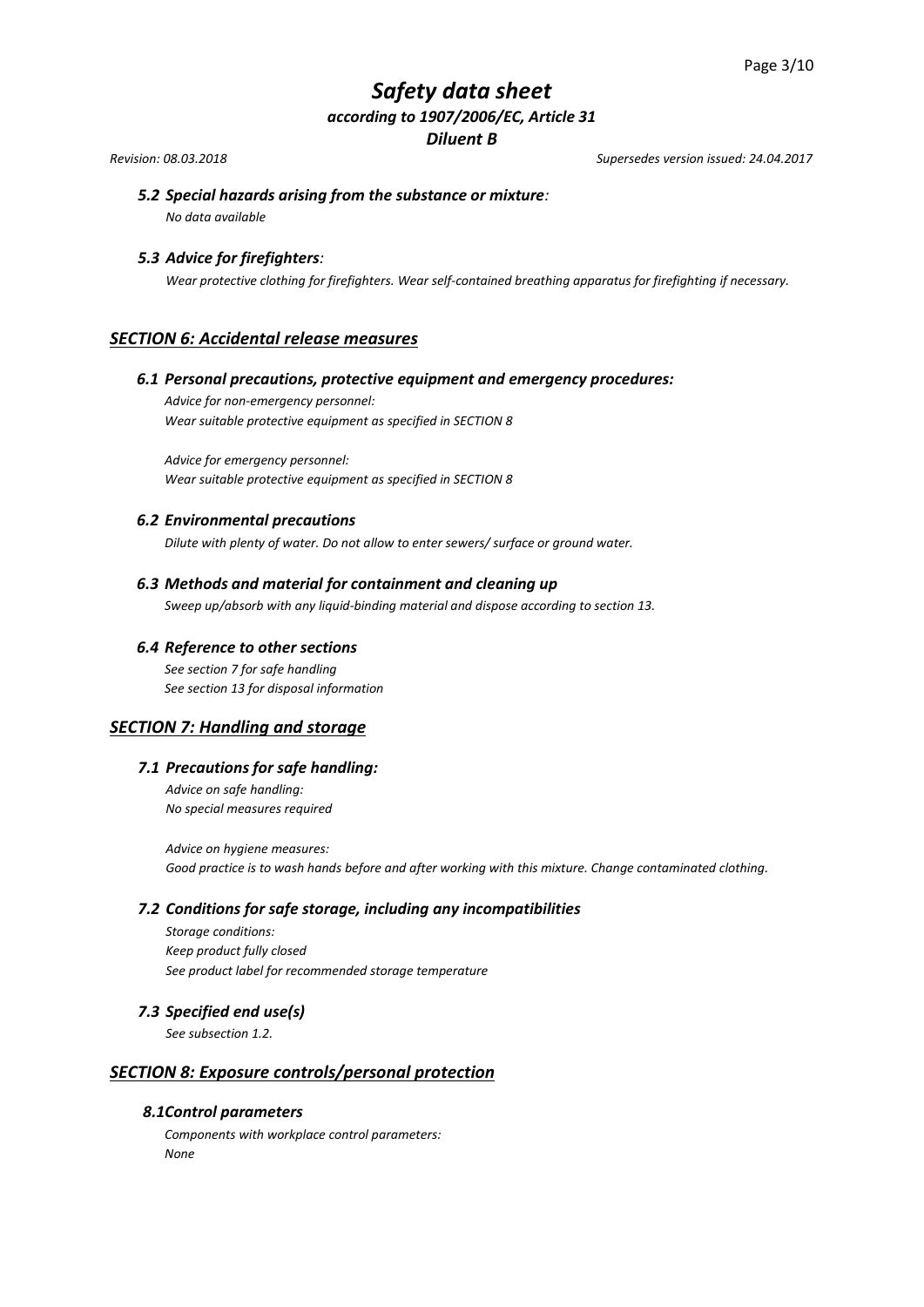### *5.2 Special hazards arising from the substance or mixture:*

*No data available*

### *5.3 Advice for firefighters:*

*Wear protective clothing for firefighters. Wear self-contained breathing apparatus for firefighting if necessary.*

## *SECTION 6: Accidental release measures*

### *6.1 Personal precautions, protective equipment and emergency procedures:*

*Advice for non-emergency personnel:*
*Wear suitable protective equipment as specified in SECTION 8*

*Advice for emergency personnel:*
*Wear suitable protective equipment as specified in SECTION 8*

### *6.2 Environmental precautions*

*Dilute with plenty of water. Do not allow to enter sewers/ surface or ground water.*

### *6.3 Methods and material for containment and cleaning up*

*Sweep up/absorb with any liquid-binding material and dispose according to section 13.*

### *6.4 Reference to other sections*

*See section 7 for safe handling*
*See section 13 for disposal information*

## *SECTION 7: Handling and storage*

### *7.1 Precautions for safe handling:*

*Advice on safe handling:*
*No special measures required*

*Advice on hygiene measures:*
*Good practice is to wash hands before and after working with this mixture. Change contaminated clothing.*

### *7.2 Conditions for safe storage, including any incompatibilities*

*Storage conditions:*
*Keep product fully closed*
*See product label for recommended storage temperature*

### *7.3 Specified end use(s)*

*See subsection 1.2.*

## *SECTION 8: Exposure controls/personal protection*

### *8.1Control parameters*

*Components with workplace control parameters:*
*None*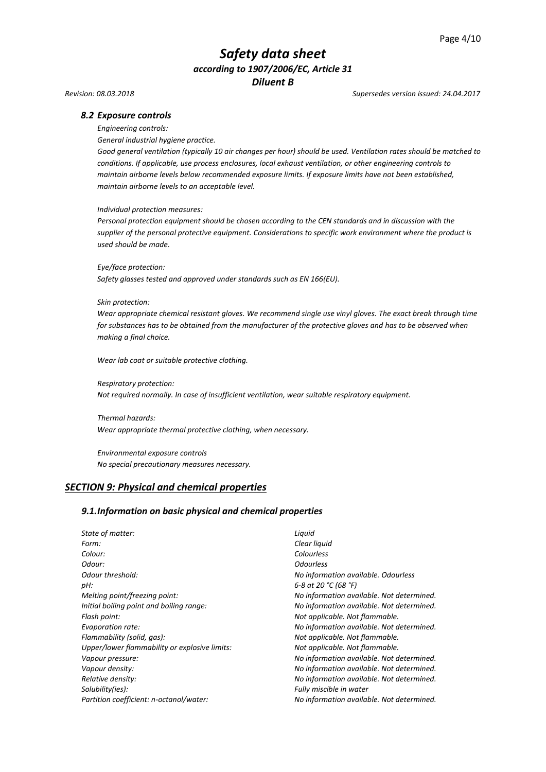### *8.2 Exposure controls*

*Engineering controls:*

*General industrial hygiene practice.*

*Good general ventilation (typically 10 air changes per hour) should be used. Ventilation rates should be matched to conditions. If applicable, use process enclosures, local exhaust ventilation, or other engineering controls to maintain airborne levels below recommended exposure limits. If exposure limits have not been established, maintain airborne levels to an acceptable level.*

*Individual protection measures:*

*Personal protection equipment should be chosen according to the CEN standards and in discussion with the supplier of the personal protective equipment. Considerations to specific work environment where the product is used should be made.*

*Eye/face protection:*

*Safety glasses tested and approved under standards such as EN 166(EU).*

*Skin protection:*

*Wear appropriate chemical resistant gloves. We recommend single use vinyl gloves. The exact break through time for substances has to be obtained from the manufacturer of the protective gloves and has to be observed when making a final choice.*

*Wear lab coat or suitable protective clothing.*

*Respiratory protection:*

*Not required normally. In case of insufficient ventilation, wear suitable respiratory equipment.*

*Thermal hazards:*

*Wear appropriate thermal protective clothing, when necessary.*

*Environmental exposure controls*

*No special precautionary measures necessary.*

## ***SECTION 9: Physical and chemical properties***

### *9.1.Information on basic physical and chemical properties*

| | |
|---|---|
| *State of matter:* | *Liquid* |
| *Form:* | *Clear liquid* |
| *Colour:* | *Colourless* |
| *Odour:* | *Odourless* |
| *Odour threshold:* | *No information available. Odourless* |
| *pH:* | *6-8 at 20 °C (68 °F)* |
| *Melting point/freezing point:* | *No information available. Not determined.* |
| *Initial boiling point and boiling range:* | *No information available. Not determined.* |
| *Flash point:* | *Not applicable. Not flammable.* |
| *Evaporation rate:* | *No information available. Not determined.* |
| *Flammability (solid, gas):* | *Not applicable. Not flammable.* |
| *Upper/lower flammability or explosive limits:* | *Not applicable. Not flammable.* |
| *Vapour pressure:* | *No information available. Not determined.* |
| *Vapour density:* | *No information available. Not determined.* |
| *Relative density:* | *No information available. Not determined.* |
| *Solubility(ies):* | *Fully miscible in water* |
| *Partition coefficient: n-octanol/water:* | *No information available. Not determined.* |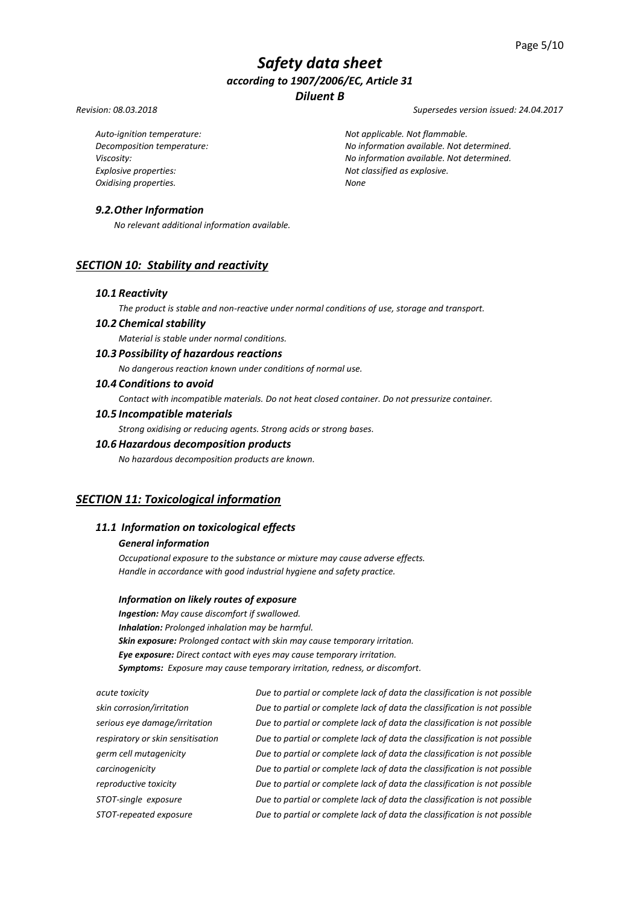*Revision: 08.03.2018* *Supersedes version issued: 24.04.2017*

| | |
|---|---|
| *Auto-ignition temperature:* | *Not applicable. Not flammable.* |
| *Decomposition temperature:* | *No information available. Not determined.* |
| *Viscosity:* | *No information available. Not determined.* |
| *Explosive properties:* | *Not classified as explosive.* |
| *Oxidising properties.* | *None* |

### *9.2. Other Information*

*No relevant additional information available.*

## *SECTION 10: Stability and reactivity*

### *10.1 Reactivity*

*The product is stable and non-reactive under normal conditions of use, storage and transport.*

### *10.2 Chemical stability*

*Material is stable under normal conditions.*

### *10.3 Possibility of hazardous reactions*

*No dangerous reaction known under conditions of normal use.*

### *10.4 Conditions to avoid*

*Contact with incompatible materials. Do not heat closed container. Do not pressurize container.*

### *10.5 Incompatible materials*

*Strong oxidising or reducing agents. Strong acids or strong bases.*

### *10.6 Hazardous decomposition products*

*No hazardous decomposition products are known.*

## *SECTION 11: Toxicological information*

### *11.1 Information on toxicological effects*

#### *General information*

*Occupational exposure to the substance or mixture may cause adverse effects.*
*Handle in accordance with good industrial hygiene and safety practice.*

#### *Information on likely routes of exposure*

***Ingestion:*** *May cause discomfort if swallowed.*
***Inhalation:*** *Prolonged inhalation may be harmful.*
***Skin exposure:*** *Prolonged contact with skin may cause temporary irritation.*
***Eye exposure:*** *Direct contact with eyes may cause temporary irritation.*
***Symptoms:*** *Exposure may cause temporary irritation, redness, or discomfort.*

| | |
|---|---|
| *acute toxicity* | *Due to partial or complete lack of data the classification is not possible* |
| *skin corrosion/irritation* | *Due to partial or complete lack of data the classification is not possible* |
| *serious eye damage/irritation* | *Due to partial or complete lack of data the classification is not possible* |
| *respiratory or skin sensitisation* | *Due to partial or complete lack of data the classification is not possible* |
| *germ cell mutagenicity* | *Due to partial or complete lack of data the classification is not possible* |
| *carcinogenicity* | *Due to partial or complete lack of data the classification is not possible* |
| *reproductive toxicity* | *Due to partial or complete lack of data the classification is not possible* |
| *STOT-single exposure* | *Due to partial or complete lack of data the classification is not possible* |
| *STOT-repeated exposure* | *Due to partial or complete lack of data the classification is not possible* |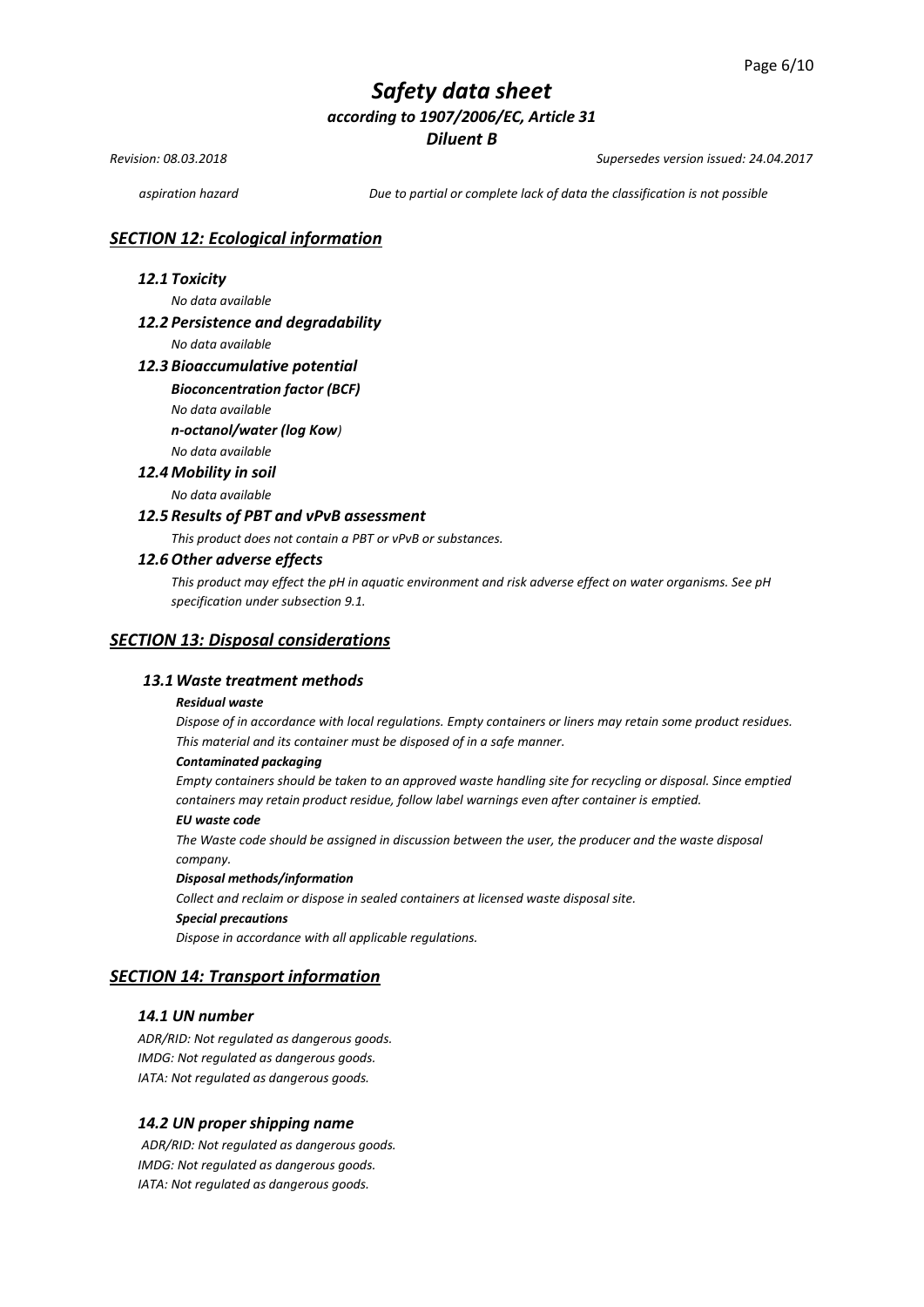*aspiration hazard* — *Due to partial or complete lack of data the classification is not possible*

## *SECTION 12: Ecological information*

### *12.1 Toxicity*

*No data available*

### *12.2 Persistence and degradability*

*No data available*

### *12.3 Bioaccumulative potential*

***Bioconcentration factor (BCF)***

*No data available*

***n-octanol/water (log Kow****)*

*No data available*

### *12.4 Mobility in soil*

*No data available*

### *12.5 Results of PBT and vPvB assessment*

*This product does not contain a PBT or vPvB or substances.*

### *12.6 Other adverse effects*

*This product may effect the pH in aquatic environment and risk adverse effect on water organisms. See pH specification under subsection 9.1.*

## *SECTION 13: Disposal considerations*

### *13.1 Waste treatment methods*

***Residual waste***

*Dispose of in accordance with local regulations. Empty containers or liners may retain some product residues. This material and its container must be disposed of in a safe manner.*

***Contaminated packaging***

*Empty containers should be taken to an approved waste handling site for recycling or disposal. Since emptied containers may retain product residue, follow label warnings even after container is emptied.*

***EU waste code***

*The Waste code should be assigned in discussion between the user, the producer and the waste disposal company.*

***Disposal methods/information***

*Collect and reclaim or dispose in sealed containers at licensed waste disposal site.*

***Special precautions***

*Dispose in accordance with all applicable regulations.*

## *SECTION 14: Transport information*

### *14.1 UN number*

*ADR/RID: Not regulated as dangerous goods.*
*IMDG: Not regulated as dangerous goods.*
*IATA: Not regulated as dangerous goods.*

### *14.2 UN proper shipping name*

*ADR/RID: Not regulated as dangerous goods.*
*IMDG: Not regulated as dangerous goods.*
*IATA: Not regulated as dangerous goods.*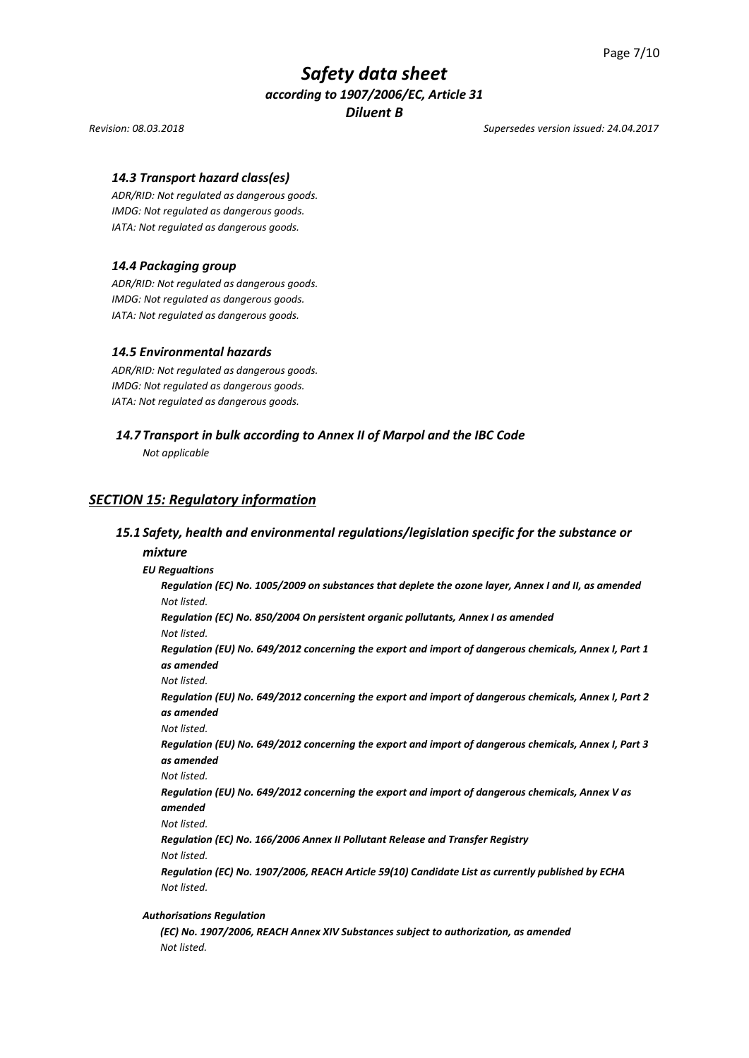### *14.3 Transport hazard class(es)*

*ADR/RID: Not regulated as dangerous goods.*
*IMDG: Not regulated as dangerous goods.*
*IATA: Not regulated as dangerous goods.*

### *14.4 Packaging group*

*ADR/RID: Not regulated as dangerous goods.*
*IMDG: Not regulated as dangerous goods.*
*IATA: Not regulated as dangerous goods.*

### *14.5 Environmental hazards*

*ADR/RID: Not regulated as dangerous goods.*
*IMDG: Not regulated as dangerous goods.*
*IATA: Not regulated as dangerous goods.*

### *14.7 Transport in bulk according to Annex II of Marpol and the IBC Code*

*Not applicable*

## *SECTION 15: Regulatory information*

### *15.1 Safety, health and environmental regulations/legislation specific for the substance or mixture*

***EU Regualtions***

***Regulation (EC) No. 1005/2009 on substances that deplete the ozone layer, Annex I and II, as amended***
*Not listed.*

***Regulation (EC) No. 850/2004 On persistent organic pollutants, Annex I as amended***
*Not listed.*

***Regulation (EU) No. 649/2012 concerning the export and import of dangerous chemicals, Annex I, Part 1 as amended***
*Not listed.*

***Regulation (EU) No. 649/2012 concerning the export and import of dangerous chemicals, Annex I, Part 2 as amended***
*Not listed.*

***Regulation (EU) No. 649/2012 concerning the export and import of dangerous chemicals, Annex I, Part 3 as amended***
*Not listed.*

***Regulation (EU) No. 649/2012 concerning the export and import of dangerous chemicals, Annex V as amended***
*Not listed.*

***Regulation (EC) No. 166/2006 Annex II Pollutant Release and Transfer Registry***
*Not listed.*

***Regulation (EC) No. 1907/2006, REACH Article 59(10) Candidate List as currently published by ECHA***
*Not listed.*

***Authorisations Regulation***

***(EC) No. 1907/2006, REACH Annex XIV Substances subject to authorization, as amended***
*Not listed.*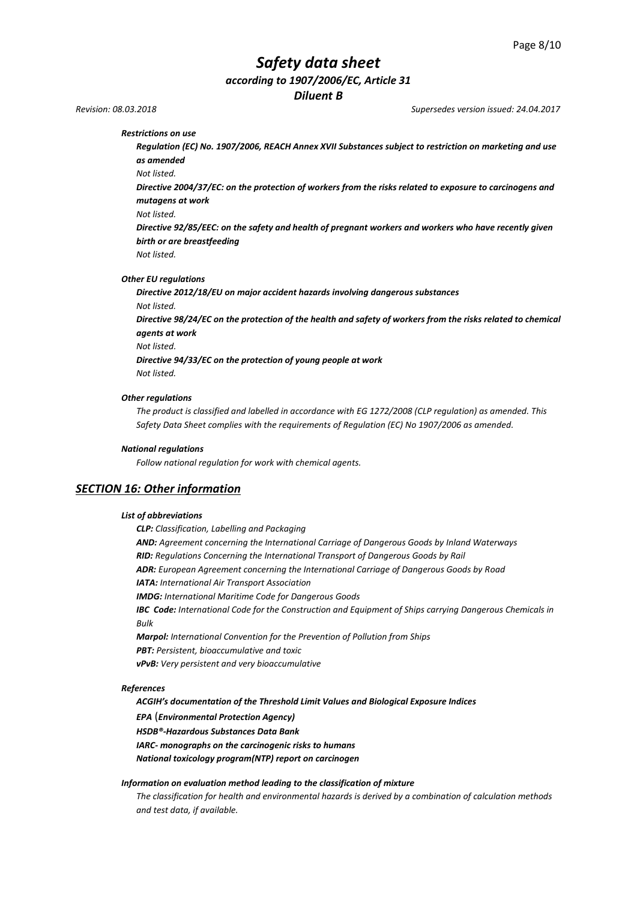*Restrictions on use*

***Regulation (EC) No. 1907/2006, REACH Annex XVII Substances subject to restriction on marketing and use as amended***

*Not listed.*

***Directive 2004/37/EC: on the protection of workers from the risks related to exposure to carcinogens and mutagens at work***

*Not listed.*

***Directive 92/85/EEC: on the safety and health of pregnant workers and workers who have recently given birth or are breastfeeding***

*Not listed.*

***Other EU regulations***

***Directive 2012/18/EU on major accident hazards involving dangerous substances***

*Not listed.*

***Directive 98/24/EC on the protection of the health and safety of workers from the risks related to chemical agents at work***

*Not listed.*

***Directive 94/33/EC on the protection of young people at work***

*Not listed.*

***Other regulations***

*The product is classified and labelled in accordance with EG 1272/2008 (CLP regulation) as amended. This Safety Data Sheet complies with the requirements of Regulation (EC) No 1907/2006 as amended.*

***National regulations***

*Follow national regulation for work with chemical agents.*

## ***SECTION 16: Other information***

***List of abbreviations***

***CLP:*** *Classification, Labelling and Packaging*
***AND:*** *Agreement concerning the International Carriage of Dangerous Goods by Inland Waterways*
***RID:*** *Regulations Concerning the International Transport of Dangerous Goods by Rail*
***ADR:*** *European Agreement concerning the International Carriage of Dangerous Goods by Road*
***IATA:*** *International Air Transport Association*
***IMDG:*** *International Maritime Code for Dangerous Goods*
***IBC Code:*** *International Code for the Construction and Equipment of Ships carrying Dangerous Chemicals in Bulk*
***Marpol:*** *International Convention for the Prevention of Pollution from Ships*
***PBT:*** *Persistent, bioaccumulative and toxic*
***vPvB:*** *Very persistent and very bioaccumulative*

***References***

***ACGIH's documentation of the Threshold Limit Values and Biological Exposure Indices***
***EPA** (**Environmental Protection Agency)***
***HSDB®-Hazardous Substances Data Bank***
***IARC- monographs on the carcinogenic risks to humans***
***National toxicology program(NTP) report on carcinogen***

***Information on evaluation method leading to the classification of mixture***

*The classification for health and environmental hazards is derived by a combination of calculation methods and test data, if available.*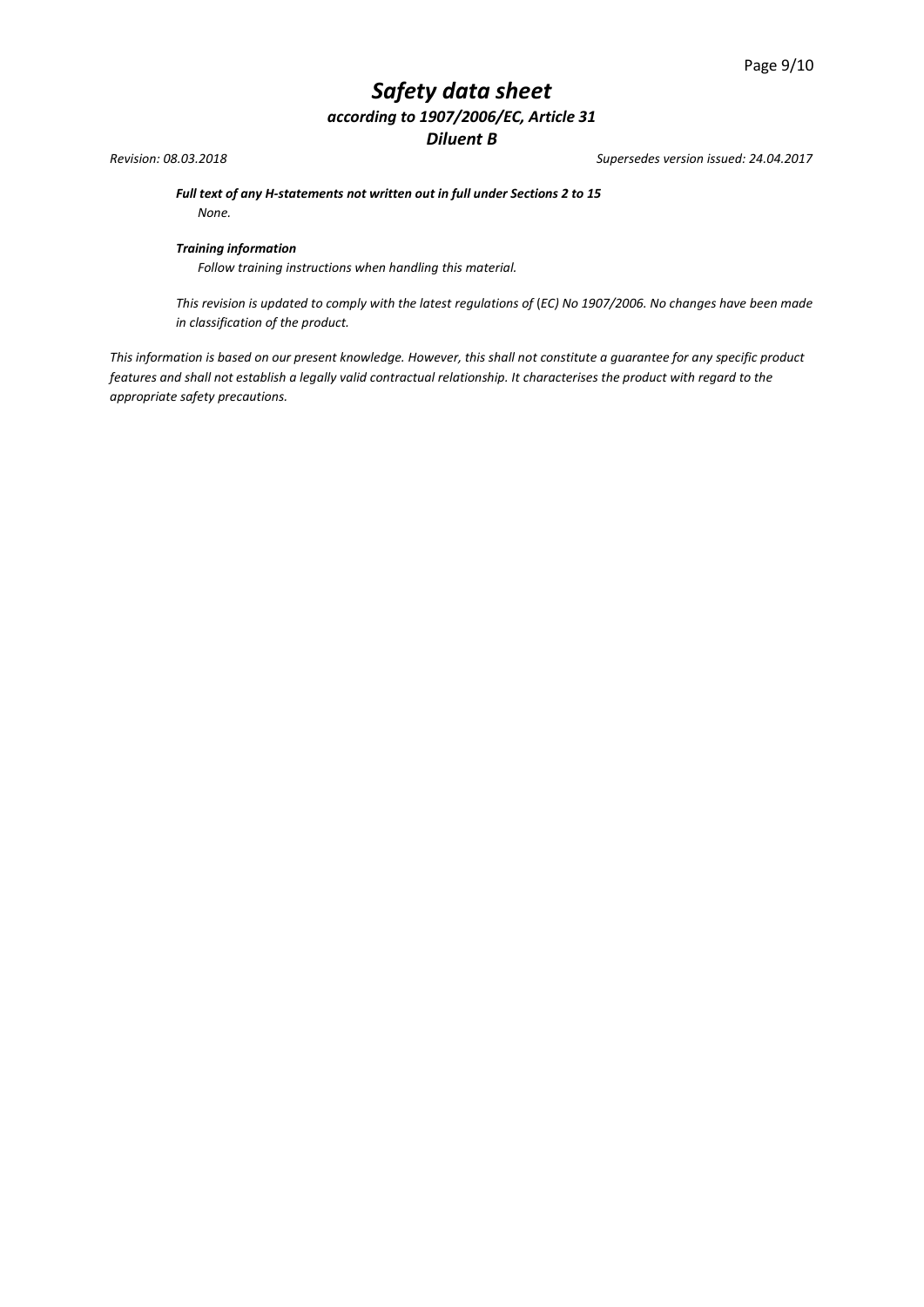***Full text of any H-statements not written out in full under Sections 2 to 15***

*None.*

***Training information***

*Follow training instructions when handling this material.*

*This revision is updated to comply with the latest regulations of (EC) No 1907/2006. No changes have been made in classification of the product.*

*This information is based on our present knowledge. However, this shall not constitute a guarantee for any specific product features and shall not establish a legally valid contractual relationship. It characterises the product with regard to the appropriate safety precautions.*